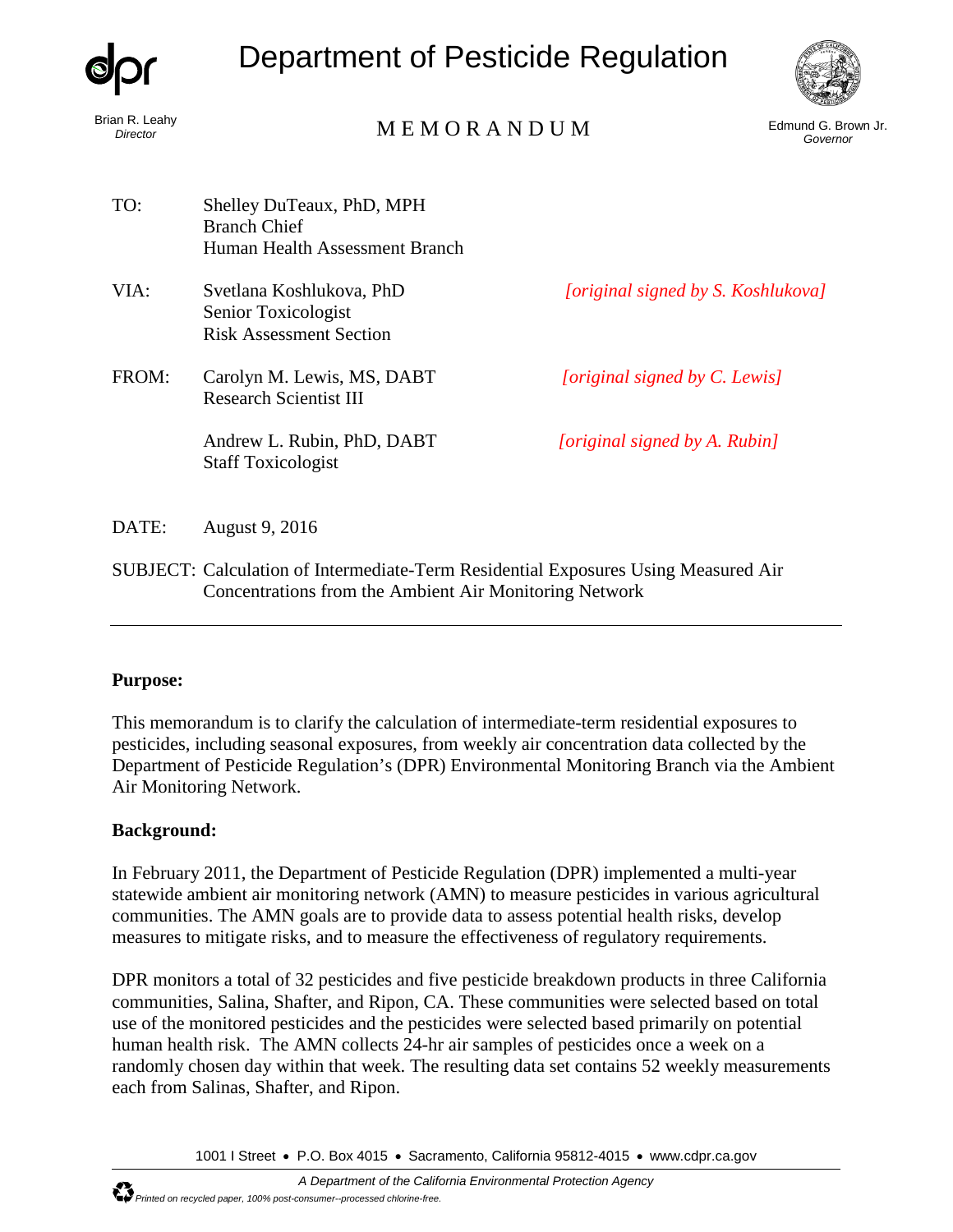# Department of Pesticide Regulation

Brian R. Leahy
*Director*

## MEMORANDUM

Edmund G. Brown Jr.
*Governor*

TO: Shelley DuTeaux, PhD, MPH
Branch Chief
Human Health Assessment Branch

VIA: Svetlana Koshlukova, PhD
Senior Toxicologist
Risk Assessment Section
*[original signed by S. Koshlukova]*

FROM: Carolyn M. Lewis, MS, DABT
Research Scientist III
*[original signed by C. Lewis]*

Andrew L. Rubin, PhD, DABT
Staff Toxicologist
*[original signed by A. Rubin]*

DATE: August 9, 2016

SUBJECT: Calculation of Intermediate-Term Residential Exposures Using Measured Air Concentrations from the Ambient Air Monitoring Network

---

**Purpose:**

This memorandum is to clarify the calculation of intermediate-term residential exposures to pesticides, including seasonal exposures, from weekly air concentration data collected by the Department of Pesticide Regulation's (DPR) Environmental Monitoring Branch via the Ambient Air Monitoring Network.

**Background:**

In February 2011, the Department of Pesticide Regulation (DPR) implemented a multi-year statewide ambient air monitoring network (AMN) to measure pesticides in various agricultural communities. The AMN goals are to provide data to assess potential health risks, develop measures to mitigate risks, and to measure the effectiveness of regulatory requirements.

DPR monitors a total of 32 pesticides and five pesticide breakdown products in three California communities, Salina, Shafter, and Ripon, CA. These communities were selected based on total use of the monitored pesticides and the pesticides were selected based primarily on potential human health risk. The AMN collects 24-hr air samples of pesticides once a week on a randomly chosen day within that week. The resulting data set contains 52 weekly measurements each from Salinas, Shafter, and Ripon.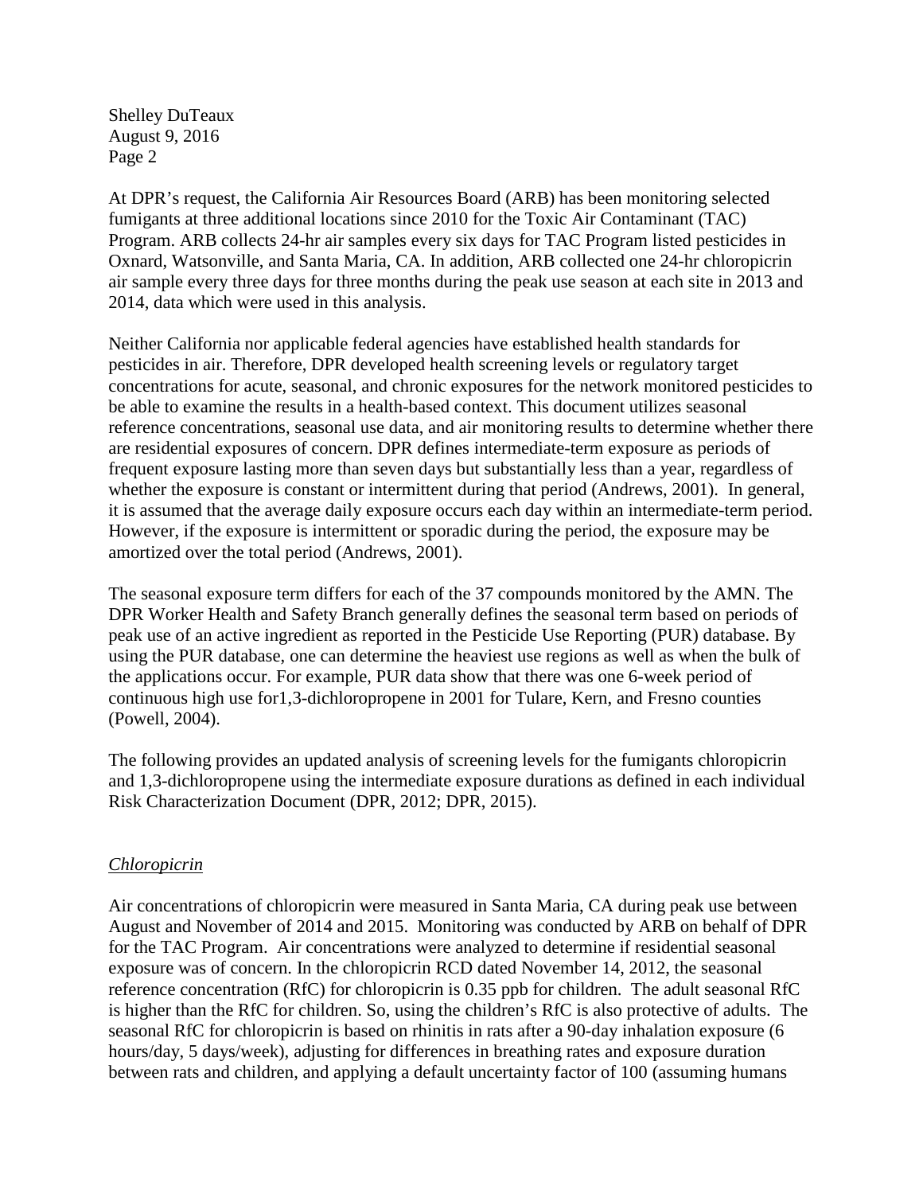At DPR's request, the California Air Resources Board (ARB) has been monitoring selected fumigants at three additional locations since 2010 for the Toxic Air Contaminant (TAC) Program. ARB collects 24-hr air samples every six days for TAC Program listed pesticides in Oxnard, Watsonville, and Santa Maria, CA. In addition, ARB collected one 24-hr chloropicrin air sample every three days for three months during the peak use season at each site in 2013 and 2014, data which were used in this analysis.

Neither California nor applicable federal agencies have established health standards for pesticides in air. Therefore, DPR developed health screening levels or regulatory target concentrations for acute, seasonal, and chronic exposures for the network monitored pesticides to be able to examine the results in a health-based context. This document utilizes seasonal reference concentrations, seasonal use data, and air monitoring results to determine whether there are residential exposures of concern. DPR defines intermediate-term exposure as periods of frequent exposure lasting more than seven days but substantially less than a year, regardless of whether the exposure is constant or intermittent during that period (Andrews, 2001). In general, it is assumed that the average daily exposure occurs each day within an intermediate-term period. However, if the exposure is intermittent or sporadic during the period, the exposure may be amortized over the total period (Andrews, 2001).

The seasonal exposure term differs for each of the 37 compounds monitored by the AMN. The DPR Worker Health and Safety Branch generally defines the seasonal term based on periods of peak use of an active ingredient as reported in the Pesticide Use Reporting (PUR) database. By using the PUR database, one can determine the heaviest use regions as well as when the bulk of the applications occur. For example, PUR data show that there was one 6-week period of continuous high use for1,3-dichloropropene in 2001 for Tulare, Kern, and Fresno counties (Powell, 2004).

The following provides an updated analysis of screening levels for the fumigants chloropicrin and 1,3-dichloropropene using the intermediate exposure durations as defined in each individual Risk Characterization Document (DPR, 2012; DPR, 2015).

*Chloropicrin*

Air concentrations of chloropicrin were measured in Santa Maria, CA during peak use between August and November of 2014 and 2015. Monitoring was conducted by ARB on behalf of DPR for the TAC Program. Air concentrations were analyzed to determine if residential seasonal exposure was of concern. In the chloropicrin RCD dated November 14, 2012, the seasonal reference concentration (RfC) for chloropicrin is 0.35 ppb for children. The adult seasonal RfC is higher than the RfC for children. So, using the children's RfC is also protective of adults. The seasonal RfC for chloropicrin is based on rhinitis in rats after a 90-day inhalation exposure (6 hours/day, 5 days/week), adjusting for differences in breathing rates and exposure duration between rats and children, and applying a default uncertainty factor of 100 (assuming humans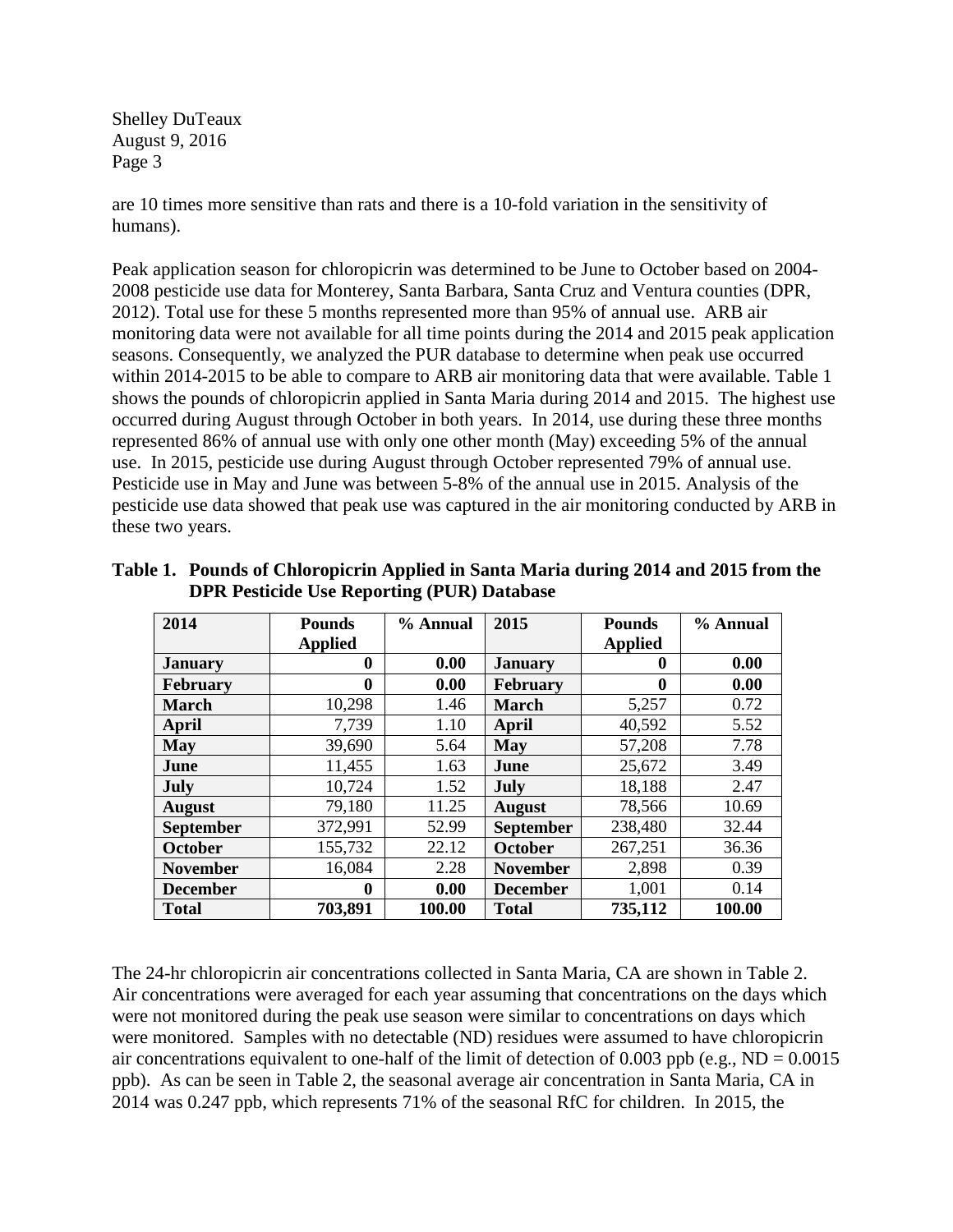are 10 times more sensitive than rats and there is a 10-fold variation in the sensitivity of humans).

Peak application season for chloropicrin was determined to be June to October based on 2004-2008 pesticide use data for Monterey, Santa Barbara, Santa Cruz and Ventura counties (DPR, 2012). Total use for these 5 months represented more than 95% of annual use. ARB air monitoring data were not available for all time points during the 2014 and 2015 peak application seasons. Consequently, we analyzed the PUR database to determine when peak use occurred within 2014-2015 to be able to compare to ARB air monitoring data that were available. Table 1 shows the pounds of chloropicrin applied in Santa Maria during 2014 and 2015. The highest use occurred during August through October in both years. In 2014, use during these three months represented 86% of annual use with only one other month (May) exceeding 5% of the annual use. In 2015, pesticide use during August through October represented 79% of annual use. Pesticide use in May and June was between 5-8% of the annual use in 2015. Analysis of the pesticide use data showed that peak use was captured in the air monitoring conducted by ARB in these two years.

**Table 1. Pounds of Chloropicrin Applied in Santa Maria during 2014 and 2015 from the DPR Pesticide Use Reporting (PUR) Database**

| 2014 | Pounds Applied | % Annual | 2015 | Pounds Applied | % Annual |
|---|---|---|---|---|---|
| **January** | **0** | **0.00** | **January** | **0** | **0.00** |
| **February** | **0** | **0.00** | **February** | **0** | **0.00** |
| **March** | 10,298 | 1.46 | **March** | 5,257 | 0.72 |
| **April** | 7,739 | 1.10 | **April** | 40,592 | 5.52 |
| **May** | 39,690 | 5.64 | **May** | 57,208 | 7.78 |
| **June** | 11,455 | 1.63 | **June** | 25,672 | 3.49 |
| **July** | 10,724 | 1.52 | **July** | 18,188 | 2.47 |
| **August** | 79,180 | 11.25 | **August** | 78,566 | 10.69 |
| **September** | 372,991 | 52.99 | **September** | 238,480 | 32.44 |
| **October** | 155,732 | 22.12 | **October** | 267,251 | 36.36 |
| **November** | 16,084 | 2.28 | **November** | 2,898 | 0.39 |
| **December** | **0** | **0.00** | **December** | 1,001 | 0.14 |
| **Total** | **703,891** | **100.00** | **Total** | **735,112** | **100.00** |

The 24-hr chloropicrin air concentrations collected in Santa Maria, CA are shown in Table 2. Air concentrations were averaged for each year assuming that concentrations on the days which were not monitored during the peak use season were similar to concentrations on days which were monitored. Samples with no detectable (ND) residues were assumed to have chloropicrin air concentrations equivalent to one-half of the limit of detection of 0.003 ppb (e.g., ND = 0.0015 ppb). As can be seen in Table 2, the seasonal average air concentration in Santa Maria, CA in 2014 was 0.247 ppb, which represents 71% of the seasonal RfC for children. In 2015, the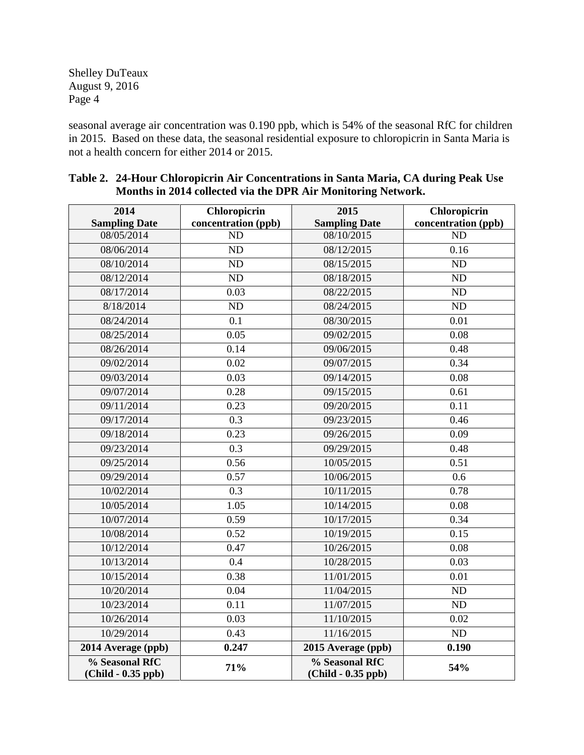seasonal average air concentration was 0.190 ppb, which is 54% of the seasonal RfC for children in 2015. Based on these data, the seasonal residential exposure to chloropicrin in Santa Maria is not a health concern for either 2014 or 2015.

**Table 2. 24-Hour Chloropicrin Air Concentrations in Santa Maria, CA during Peak Use Months in 2014 collected via the DPR Air Monitoring Network.**

| 2014 Sampling Date | Chloropicrin concentration (ppb) | 2015 Sampling Date | Chloropicrin concentration (ppb) |
|---|---|---|---|
| 08/05/2014 | ND | 08/10/2015 | ND |
| 08/06/2014 | ND | 08/12/2015 | 0.16 |
| 08/10/2014 | ND | 08/15/2015 | ND |
| 08/12/2014 | ND | 08/18/2015 | ND |
| 08/17/2014 | 0.03 | 08/22/2015 | ND |
| 8/18/2014 | ND | 08/24/2015 | ND |
| 08/24/2014 | 0.1 | 08/30/2015 | 0.01 |
| 08/25/2014 | 0.05 | 09/02/2015 | 0.08 |
| 08/26/2014 | 0.14 | 09/06/2015 | 0.48 |
| 09/02/2014 | 0.02 | 09/07/2015 | 0.34 |
| 09/03/2014 | 0.03 | 09/14/2015 | 0.08 |
| 09/07/2014 | 0.28 | 09/15/2015 | 0.61 |
| 09/11/2014 | 0.23 | 09/20/2015 | 0.11 |
| 09/17/2014 | 0.3 | 09/23/2015 | 0.46 |
| 09/18/2014 | 0.23 | 09/26/2015 | 0.09 |
| 09/23/2014 | 0.3 | 09/29/2015 | 0.48 |
| 09/25/2014 | 0.56 | 10/05/2015 | 0.51 |
| 09/29/2014 | 0.57 | 10/06/2015 | 0.6 |
| 10/02/2014 | 0.3 | 10/11/2015 | 0.78 |
| 10/05/2014 | 1.05 | 10/14/2015 | 0.08 |
| 10/07/2014 | 0.59 | 10/17/2015 | 0.34 |
| 10/08/2014 | 0.52 | 10/19/2015 | 0.15 |
| 10/12/2014 | 0.47 | 10/26/2015 | 0.08 |
| 10/13/2014 | 0.4 | 10/28/2015 | 0.03 |
| 10/15/2014 | 0.38 | 11/01/2015 | 0.01 |
| 10/20/2014 | 0.04 | 11/04/2015 | ND |
| 10/23/2014 | 0.11 | 11/07/2015 | ND |
| 10/26/2014 | 0.03 | 11/10/2015 | 0.02 |
| 10/29/2014 | 0.43 | 11/16/2015 | ND |
| **2014 Average (ppb)** | **0.247** | **2015 Average (ppb)** | **0.190** |
| **% Seasonal RfC (Child - 0.35 ppb)** | **71%** | **% Seasonal RfC (Child - 0.35 ppb)** | **54%** |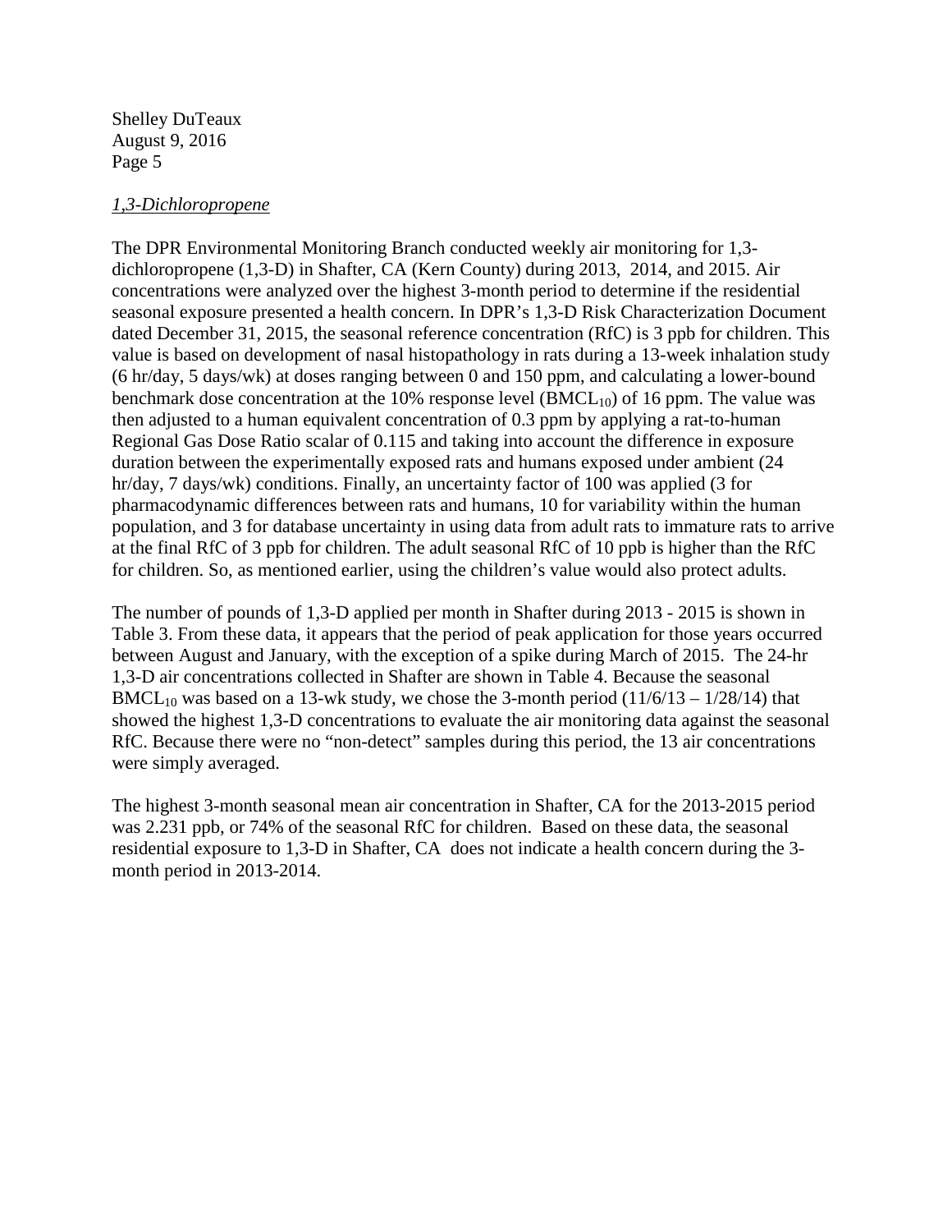*1,3-Dichloropropene*

The DPR Environmental Monitoring Branch conducted weekly air monitoring for 1,3-dichloropropene (1,3-D) in Shafter, CA (Kern County) during 2013, 2014, and 2015. Air concentrations were analyzed over the highest 3-month period to determine if the residential seasonal exposure presented a health concern. In DPR's 1,3-D Risk Characterization Document dated December 31, 2015, the seasonal reference concentration (RfC) is 3 ppb for children. This value is based on development of nasal histopathology in rats during a 13-week inhalation study (6 hr/day, 5 days/wk) at doses ranging between 0 and 150 ppm, and calculating a lower-bound benchmark dose concentration at the 10% response level ($BMCL_{10}$) of 16 ppm. The value was then adjusted to a human equivalent concentration of 0.3 ppm by applying a rat-to-human Regional Gas Dose Ratio scalar of 0.115 and taking into account the difference in exposure duration between the experimentally exposed rats and humans exposed under ambient (24 hr/day, 7 days/wk) conditions. Finally, an uncertainty factor of 100 was applied (3 for pharmacodynamic differences between rats and humans, 10 for variability within the human population, and 3 for database uncertainty in using data from adult rats to immature rats to arrive at the final RfC of 3 ppb for children. The adult seasonal RfC of 10 ppb is higher than the RfC for children. So, as mentioned earlier, using the children's value would also protect adults.

The number of pounds of 1,3-D applied per month in Shafter during 2013 - 2015 is shown in Table 3. From these data, it appears that the period of peak application for those years occurred between August and January, with the exception of a spike during March of 2015. The 24-hr 1,3-D air concentrations collected in Shafter are shown in Table 4. Because the seasonal $BMCL_{10}$ was based on a 13-wk study, we chose the 3-month period (11/6/13 – 1/28/14) that showed the highest 1,3-D concentrations to evaluate the air monitoring data against the seasonal RfC. Because there were no "non-detect" samples during this period, the 13 air concentrations were simply averaged.

The highest 3-month seasonal mean air concentration in Shafter, CA for the 2013-2015 period was 2.231 ppb, or 74% of the seasonal RfC for children. Based on these data, the seasonal residential exposure to 1,3-D in Shafter, CA does not indicate a health concern during the 3-month period in 2013-2014.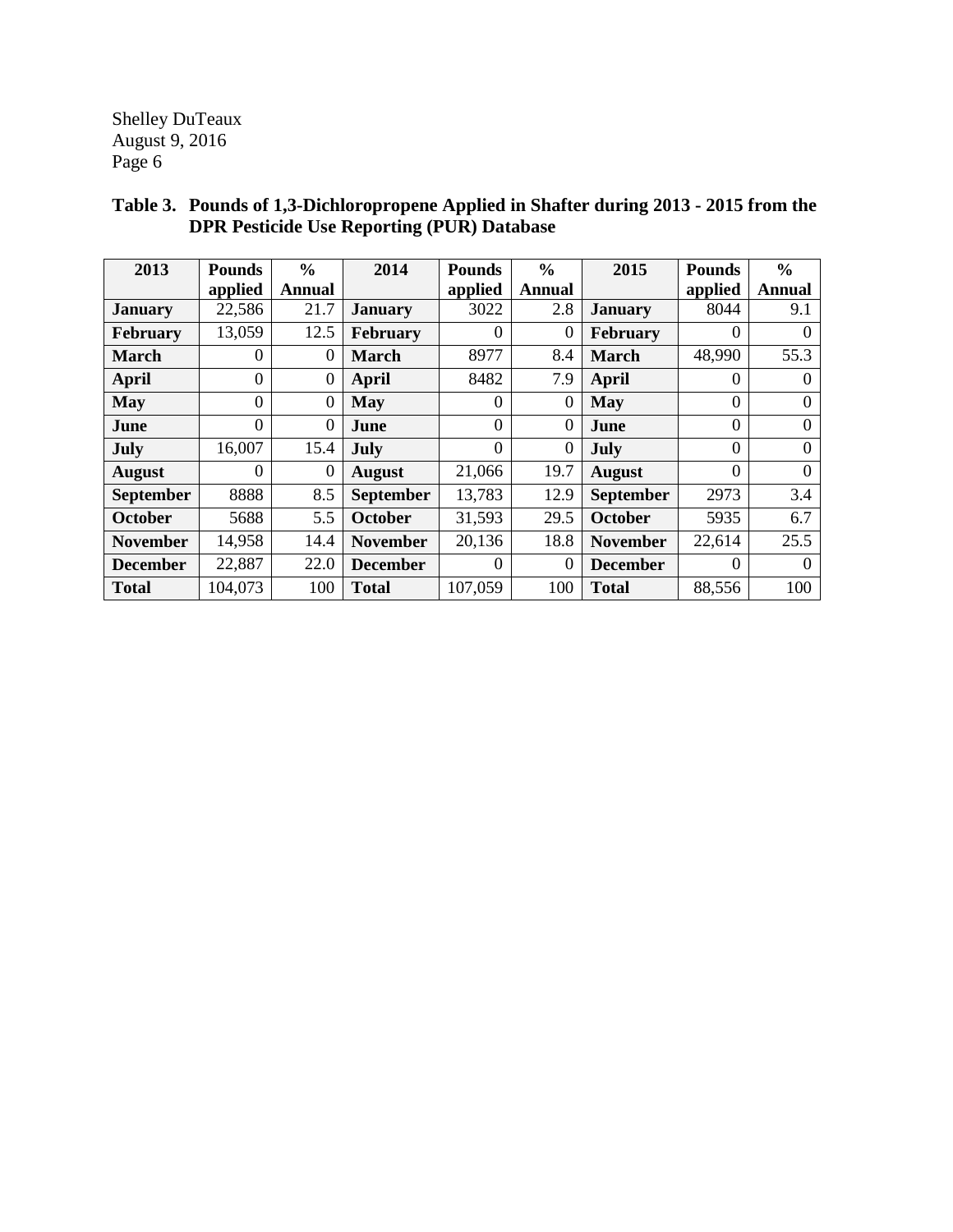**Table 3. Pounds of 1,3-Dichloropropene Applied in Shafter during 2013 - 2015 from the DPR Pesticide Use Reporting (PUR) Database**

| 2013 | Pounds applied | % Annual | 2014 | Pounds applied | % Annual | 2015 | Pounds applied | % Annual |
|---|---|---|---|---|---|---|---|---|
| **January** | 22,586 | 21.7 | **January** | 3022 | 2.8 | **January** | 8044 | 9.1 |
| **February** | 13,059 | 12.5 | **February** | 0 | 0 | **February** | 0 | 0 |
| **March** | 0 | 0 | **March** | 8977 | 8.4 | **March** | 48,990 | 55.3 |
| **April** | 0 | 0 | **April** | 8482 | 7.9 | **April** | 0 | 0 |
| **May** | 0 | 0 | **May** | 0 | 0 | **May** | 0 | 0 |
| **June** | 0 | 0 | **June** | 0 | 0 | **June** | 0 | 0 |
| **July** | 16,007 | 15.4 | **July** | 0 | 0 | **July** | 0 | 0 |
| **August** | 0 | 0 | **August** | 21,066 | 19.7 | **August** | 0 | 0 |
| **September** | 8888 | 8.5 | **September** | 13,783 | 12.9 | **September** | 2973 | 3.4 |
| **October** | 5688 | 5.5 | **October** | 31,593 | 29.5 | **October** | 5935 | 6.7 |
| **November** | 14,958 | 14.4 | **November** | 20,136 | 18.8 | **November** | 22,614 | 25.5 |
| **December** | 22,887 | 22.0 | **December** | 0 | 0 | **December** | 0 | 0 |
| **Total** | 104,073 | 100 | **Total** | 107,059 | 100 | **Total** | 88,556 | 100 |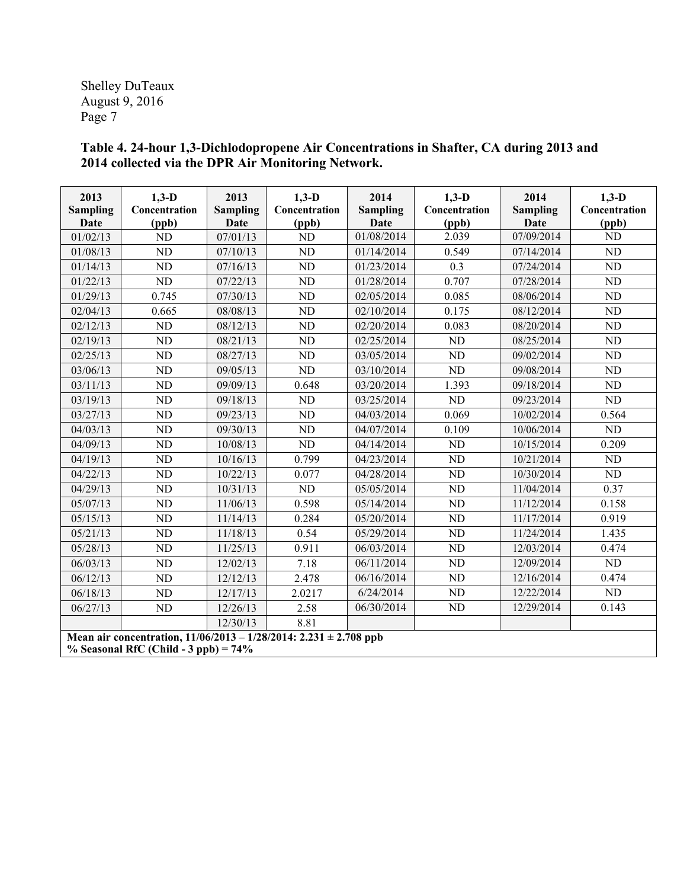**Table 4. 24-hour 1,3-Dichlodopropene Air Concentrations in Shafter, CA during 2013 and 2014 collected via the DPR Air Monitoring Network.**

| 2013 Sampling Date | 1,3-D Concentration (ppb) | 2013 Sampling Date | 1,3-D Concentration (ppb) | 2014 Sampling Date | 1,3-D Concentration (ppb) | 2014 Sampling Date | 1,3-D Concentration (ppb) |
|---|---|---|---|---|---|---|---|
| 01/02/13 | ND | 07/01/13 | ND | 01/08/2014 | 2.039 | 07/09/2014 | ND |
| 01/08/13 | ND | 07/10/13 | ND | 01/14/2014 | 0.549 | 07/14/2014 | ND |
| 01/14/13 | ND | 07/16/13 | ND | 01/23/2014 | 0.3 | 07/24/2014 | ND |
| 01/22/13 | ND | 07/22/13 | ND | 01/28/2014 | 0.707 | 07/28/2014 | ND |
| 01/29/13 | 0.745 | 07/30/13 | ND | 02/05/2014 | 0.085 | 08/06/2014 | ND |
| 02/04/13 | 0.665 | 08/08/13 | ND | 02/10/2014 | 0.175 | 08/12/2014 | ND |
| 02/12/13 | ND | 08/12/13 | ND | 02/20/2014 | 0.083 | 08/20/2014 | ND |
| 02/19/13 | ND | 08/21/13 | ND | 02/25/2014 | ND | 08/25/2014 | ND |
| 02/25/13 | ND | 08/27/13 | ND | 03/05/2014 | ND | 09/02/2014 | ND |
| 03/06/13 | ND | 09/05/13 | ND | 03/10/2014 | ND | 09/08/2014 | ND |
| 03/11/13 | ND | 09/09/13 | 0.648 | 03/20/2014 | 1.393 | 09/18/2014 | ND |
| 03/19/13 | ND | 09/18/13 | ND | 03/25/2014 | ND | 09/23/2014 | ND |
| 03/27/13 | ND | 09/23/13 | ND | 04/03/2014 | 0.069 | 10/02/2014 | 0.564 |
| 04/03/13 | ND | 09/30/13 | ND | 04/07/2014 | 0.109 | 10/06/2014 | ND |
| 04/09/13 | ND | 10/08/13 | ND | 04/14/2014 | ND | 10/15/2014 | 0.209 |
| 04/19/13 | ND | 10/16/13 | 0.799 | 04/23/2014 | ND | 10/21/2014 | ND |
| 04/22/13 | ND | 10/22/13 | 0.077 | 04/28/2014 | ND | 10/30/2014 | ND |
| 04/29/13 | ND | 10/31/13 | ND | 05/05/2014 | ND | 11/04/2014 | 0.37 |
| 05/07/13 | ND | 11/06/13 | 0.598 | 05/14/2014 | ND | 11/12/2014 | 0.158 |
| 05/15/13 | ND | 11/14/13 | 0.284 | 05/20/2014 | ND | 11/17/2014 | 0.919 |
| 05/21/13 | ND | 11/18/13 | 0.54 | 05/29/2014 | ND | 11/24/2014 | 1.435 |
| 05/28/13 | ND | 11/25/13 | 0.911 | 06/03/2014 | ND | 12/03/2014 | 0.474 |
| 06/03/13 | ND | 12/02/13 | 7.18 | 06/11/2014 | ND | 12/09/2014 | ND |
| 06/12/13 | ND | 12/12/13 | 2.478 | 06/16/2014 | ND | 12/16/2014 | 0.474 |
| 06/18/13 | ND | 12/17/13 | 2.0217 | 6/24/2014 | ND | 12/22/2014 | ND |
| 06/27/13 | ND | 12/26/13 | 2.58 | 06/30/2014 | ND | 12/29/2014 | 0.143 |
| | | 12/30/13 | 8.81 | | | | |
| **Mean air concentration, 11/06/2013 – 1/28/2014: 2.231 ± 2.708 ppb** | | | | | | | |
| **% Seasonal RfC (Child - 3 ppb) = 74%** | | | | | | | |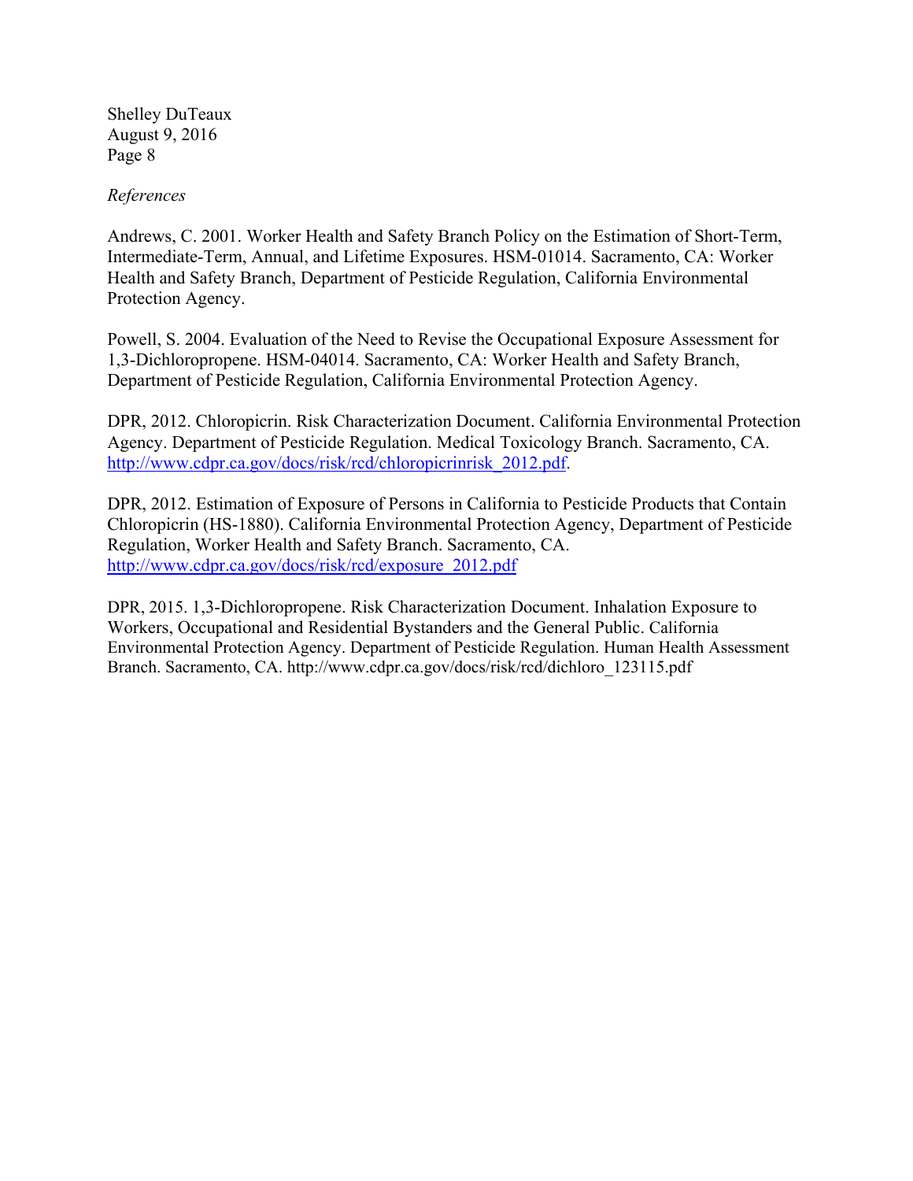*References*

Andrews, C. 2001. Worker Health and Safety Branch Policy on the Estimation of Short-Term, Intermediate-Term, Annual, and Lifetime Exposures. HSM-01014. Sacramento, CA: Worker Health and Safety Branch, Department of Pesticide Regulation, California Environmental Protection Agency.

Powell, S. 2004. Evaluation of the Need to Revise the Occupational Exposure Assessment for 1,3-Dichloropropene. HSM-04014. Sacramento, CA: Worker Health and Safety Branch, Department of Pesticide Regulation, California Environmental Protection Agency.

DPR, 2012. Chloropicrin. Risk Characterization Document. California Environmental Protection Agency. Department of Pesticide Regulation. Medical Toxicology Branch. Sacramento, CA. http://www.cdpr.ca.gov/docs/risk/rcd/chloropicrinrisk_2012.pdf.

DPR, 2012. Estimation of Exposure of Persons in California to Pesticide Products that Contain Chloropicrin (HS-1880). California Environmental Protection Agency, Department of Pesticide Regulation, Worker Health and Safety Branch. Sacramento, CA. http://www.cdpr.ca.gov/docs/risk/rcd/exposure_2012.pdf

DPR, 2015. 1,3-Dichloropropene. Risk Characterization Document. Inhalation Exposure to Workers, Occupational and Residential Bystanders and the General Public. California Environmental Protection Agency. Department of Pesticide Regulation. Human Health Assessment Branch. Sacramento, CA. http://www.cdpr.ca.gov/docs/risk/rcd/dichloro_123115.pdf